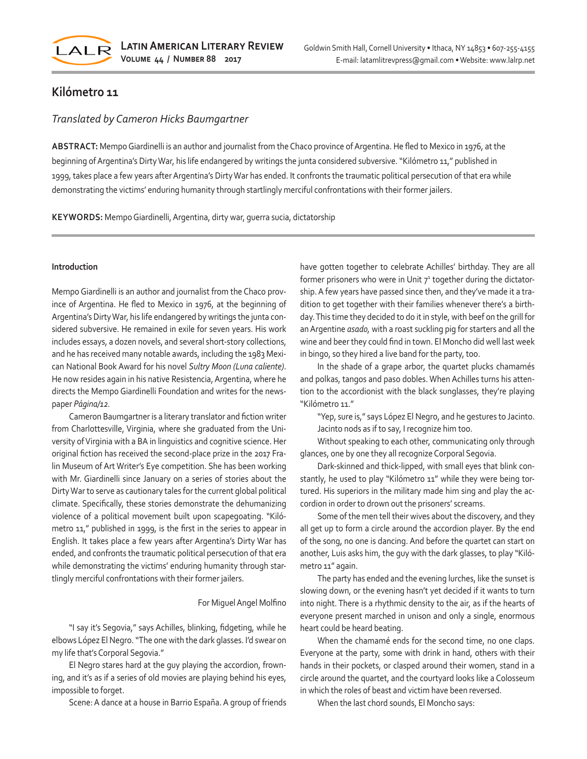# Kilómetro 11

*Translated by Cameron Hicks Baumgartner*

**ABSTRACT:** Mempo Giardinelli is an author and journalist from the Chaco province of Argentina. He fled to Mexico in 1976, at the beginning of Argentina's Dirty War, his life endangered by writings the junta considered subversive. "Kilómetro 11," published in 1999, takes place a few years after Argentina's Dirty War has ended. It confronts the traumatic political persecution of that era while demonstrating the victims' enduring humanity through startlingly merciful confrontations with their former jailers.

**KEYWORDS:** Mempo Giardinelli, Argentina, dirty war, guerra sucia, dictatorship

---

#### Introduction

Mempo Giardinelli is an author and journalist from the Chaco province of Argentina. He fled to Mexico in 1976, at the beginning of Argentina's Dirty War, his life endangered by writings the junta considered subversive. He remained in exile for seven years. His work includes essays, a dozen novels, and several short-story collections, and he has received many notable awards, including the 1983 Mexican National Book Award for his novel *Sultry Moon (Luna caliente)*. He now resides again in his native Resistencia, Argentina, where he directs the Mempo Giardinelli Foundation and writes for the newspaper *Página/12*.

Cameron Baumgartner is a literary translator and fiction writer from Charlottesville, Virginia, where she graduated from the University of Virginia with a BA in linguistics and cognitive science. Her original fiction has received the second-place prize in the 2017 Fralin Museum of Art Writer's Eye competition. She has been working with Mr. Giardinelli since January on a series of stories about the Dirty War to serve as cautionary tales for the current global political climate. Specifically, these stories demonstrate the dehumanizing violence of a political movement built upon scapegoating. "Kilómetro 11," published in 1999, is the first in the series to appear in English. It takes place a few years after Argentina's Dirty War has ended, and confronts the traumatic political persecution of that era while demonstrating the victims' enduring humanity through startlingly merciful confrontations with their former jailers.

For Miguel Angel Molfino

"I say it's Segovia," says Achilles, blinking, fidgeting, while he elbows López El Negro. "The one with the dark glasses. I'd swear on my life that's Corporal Segovia."

El Negro stares hard at the guy playing the accordion, frowning, and it's as if a series of old movies are playing behind his eyes, impossible to forget.

Scene: A dance at a house in Barrio España. A group of friends have gotten together to celebrate Achilles' birthday. They are all former prisoners who were in Unit 7[1] together during the dictatorship. A few years have passed since then, and they've made it a tradition to get together with their families whenever there's a birthday. This time they decided to do it in style, with beef on the grill for an Argentine *asado,* with a roast suckling pig for starters and all the wine and beer they could find in town. El Moncho did well last week in bingo, so they hired a live band for the party, too.

In the shade of a grape arbor, the quartet plucks chamamés and polkas, tangos and paso dobles. When Achilles turns his attention to the accordionist with the black sunglasses, they're playing "Kilómetro 11."

"Yep, sure is," says López El Negro, and he gestures to Jacinto. Jacinto nods as if to say, I recognize him too.

Without speaking to each other, communicating only through glances, one by one they all recognize Corporal Segovia.

Dark-skinned and thick-lipped, with small eyes that blink constantly, he used to play "Kilómetro 11" while they were being tortured. His superiors in the military made him sing and play the accordion in order to drown out the prisoners' screams.

Some of the men tell their wives about the discovery, and they all get up to form a circle around the accordion player. By the end of the song, no one is dancing. And before the quartet can start on another, Luis asks him, the guy with the dark glasses, to play "Kilómetro 11" again.

The party has ended and the evening lurches, like the sunset is slowing down, or the evening hasn't yet decided if it wants to turn into night. There is a rhythmic density to the air, as if the hearts of everyone present marched in unison and only a single, enormous heart could be heard beating.

When the chamamé ends for the second time, no one claps. Everyone at the party, some with drink in hand, others with their hands in their pockets, or clasped around their women, stand in a circle around the quartet, and the courtyard looks like a Colosseum in which the roles of beast and victim have been reversed.

When the last chord sounds, El Moncho says: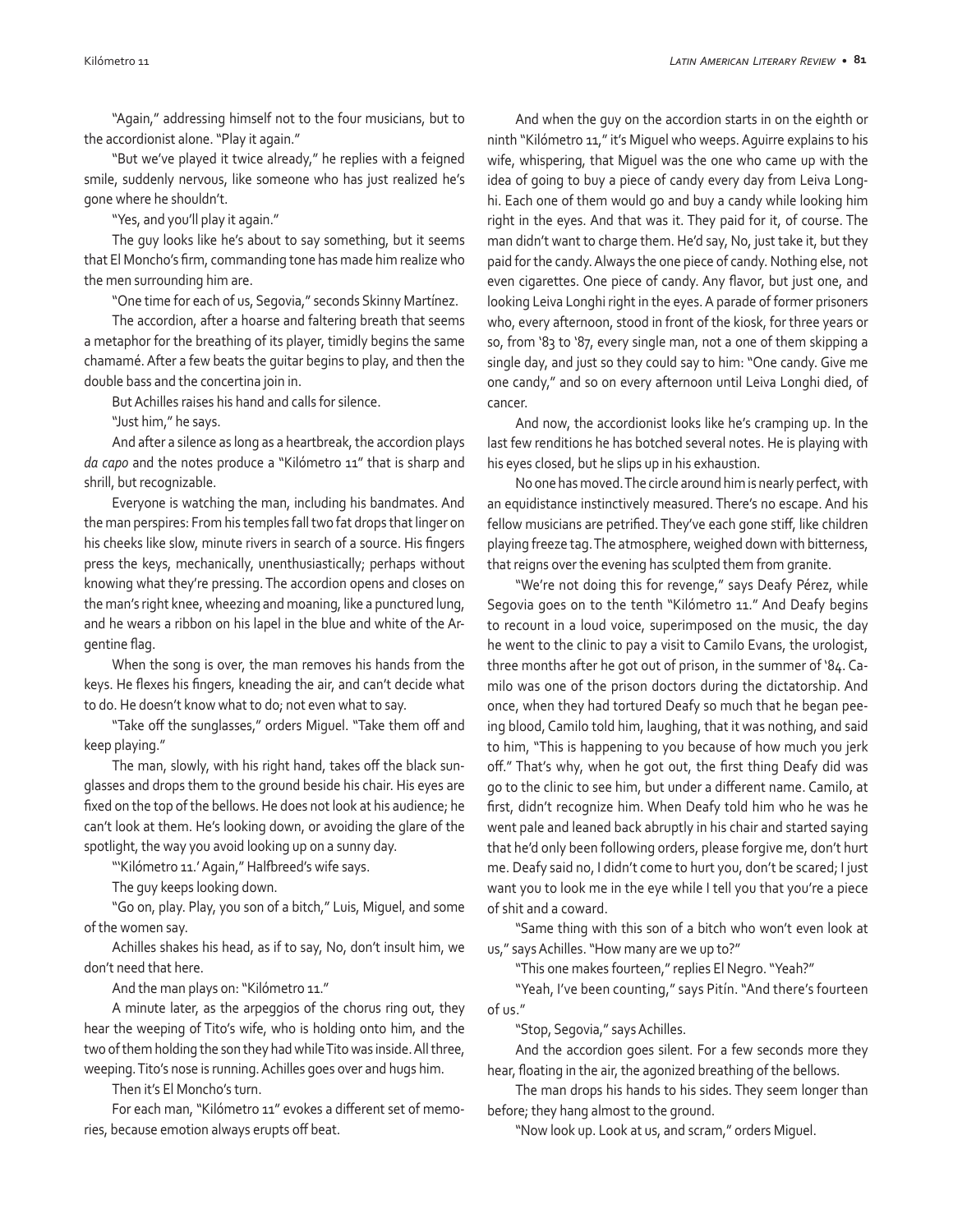"Again," addressing himself not to the four musicians, but to the accordionist alone. "Play it again."

"But we've played it twice already," he replies with a feigned smile, suddenly nervous, like someone who has just realized he's gone where he shouldn't.

"Yes, and you'll play it again."

The guy looks like he's about to say something, but it seems that El Moncho's firm, commanding tone has made him realize who the men surrounding him are.

"One time for each of us, Segovia," seconds Skinny Martínez.

The accordion, after a hoarse and faltering breath that seems a metaphor for the breathing of its player, timidly begins the same chamamé. After a few beats the guitar begins to play, and then the double bass and the concertina join in.

But Achilles raises his hand and calls for silence.

"Just him," he says.

And after a silence as long as a heartbreak, the accordion plays *da capo* and the notes produce a "Kilómetro 11" that is sharp and shrill, but recognizable.

Everyone is watching the man, including his bandmates. And the man perspires: From his temples fall two fat drops that linger on his cheeks like slow, minute rivers in search of a source. His fingers press the keys, mechanically, unenthusiastically; perhaps without knowing what they're pressing. The accordion opens and closes on the man's right knee, wheezing and moaning, like a punctured lung, and he wears a ribbon on his lapel in the blue and white of the Argentine flag.

When the song is over, the man removes his hands from the keys. He flexes his fingers, kneading the air, and can't decide what to do. He doesn't know what to do; not even what to say.

"Take off the sunglasses," orders Miguel. "Take them off and keep playing."

The man, slowly, with his right hand, takes off the black sunglasses and drops them to the ground beside his chair. His eyes are fixed on the top of the bellows. He does not look at his audience; he can't look at them. He's looking down, or avoiding the glare of the spotlight, the way you avoid looking up on a sunny day.

"'Kilómetro 11.' Again," Halfbreed's wife says.

The guy keeps looking down.

"Go on, play. Play, you son of a bitch," Luis, Miguel, and some of the women say.

Achilles shakes his head, as if to say, No, don't insult him, we don't need that here.

And the man plays on: "Kilómetro 11."

A minute later, as the arpeggios of the chorus ring out, they hear the weeping of Tito's wife, who is holding onto him, and the two of them holding the son they had while Tito was inside. All three, weeping. Tito's nose is running. Achilles goes over and hugs him.

Then it's El Moncho's turn.

For each man, "Kilómetro 11" evokes a different set of memories, because emotion always erupts off beat.

And when the guy on the accordion starts in on the eighth or ninth "Kilómetro 11," it's Miguel who weeps. Aguirre explains to his wife, whispering, that Miguel was the one who came up with the idea of going to buy a piece of candy every day from Leiva Longhi. Each one of them would go and buy a candy while looking him right in the eyes. And that was it. They paid for it, of course. The man didn't want to charge them. He'd say, No, just take it, but they paid for the candy. Always the one piece of candy. Nothing else, not even cigarettes. One piece of candy. Any flavor, but just one, and looking Leiva Longhi right in the eyes. A parade of former prisoners who, every afternoon, stood in front of the kiosk, for three years or so, from '83 to '87, every single man, not a one of them skipping a single day, and just so they could say to him: "One candy. Give me one candy," and so on every afternoon until Leiva Longhi died, of cancer.

And now, the accordionist looks like he's cramping up. In the last few renditions he has botched several notes. He is playing with his eyes closed, but he slips up in his exhaustion.

No one has moved. The circle around him is nearly perfect, with an equidistance instinctively measured. There's no escape. And his fellow musicians are petrified. They've each gone stiff, like children playing freeze tag. The atmosphere, weighed down with bitterness, that reigns over the evening has sculpted them from granite.

"We're not doing this for revenge," says Deafy Pérez, while Segovia goes on to the tenth "Kilómetro 11." And Deafy begins to recount in a loud voice, superimposed on the music, the day he went to the clinic to pay a visit to Camilo Evans, the urologist, three months after he got out of prison, in the summer of '84. Camilo was one of the prison doctors during the dictatorship. And once, when they had tortured Deafy so much that he began peeing blood, Camilo told him, laughing, that it was nothing, and said to him, "This is happening to you because of how much you jerk off." That's why, when he got out, the first thing Deafy did was go to the clinic to see him, but under a different name. Camilo, at first, didn't recognize him. When Deafy told him who he was he went pale and leaned back abruptly in his chair and started saying that he'd only been following orders, please forgive me, don't hurt me. Deafy said no, I didn't come to hurt you, don't be scared; I just want you to look me in the eye while I tell you that you're a piece of shit and a coward.

"Same thing with this son of a bitch who won't even look at us," says Achilles. "How many are we up to?"

"This one makes fourteen," replies El Negro. "Yeah?"

"Yeah, I've been counting," says Pitín. "And there's fourteen of us."

"Stop, Segovia," says Achilles.

And the accordion goes silent. For a few seconds more they hear, floating in the air, the agonized breathing of the bellows.

The man drops his hands to his sides. They seem longer than before; they hang almost to the ground.

"Now look up. Look at us, and scram," orders Miguel.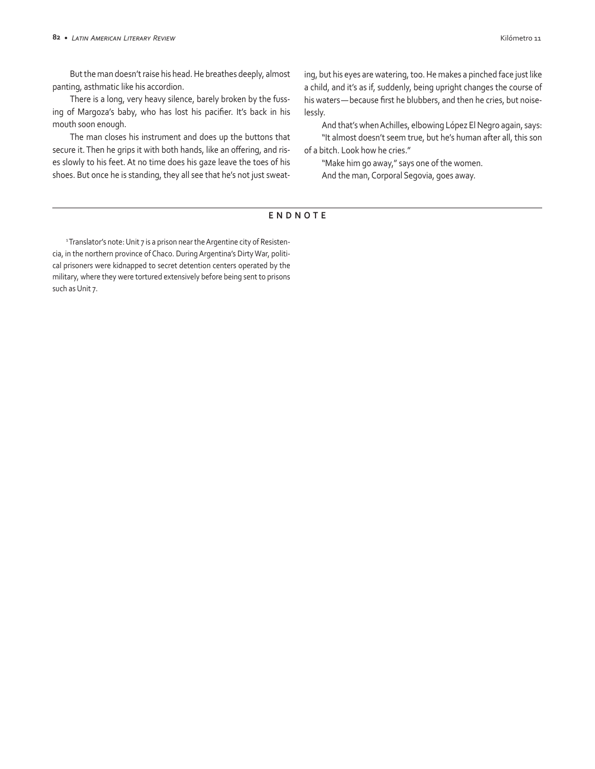But the man doesn't raise his head. He breathes deeply, almost panting, asthmatic like his accordion.

There is a long, very heavy silence, barely broken by the fussing of Margoza's baby, who has lost his pacifier. It's back in his mouth soon enough.

The man closes his instrument and does up the buttons that secure it. Then he grips it with both hands, like an offering, and rises slowly to his feet. At no time does his gaze leave the toes of his shoes. But once he is standing, they all see that he's not just sweating, but his eyes are watering, too. He makes a pinched face just like a child, and it's as if, suddenly, being upright changes the course of his waters—because first he blubbers, and then he cries, but noiselessly.

And that's when Achilles, elbowing López El Negro again, says:

"It almost doesn't seem true, but he's human after all, this son of a bitch. Look how he cries."

"Make him go away," says one of the women.

And the man, Corporal Segovia, goes away.

## ENDNOTE

[1] Translator's note: Unit 7 is a prison near the Argentine city of Resistencia, in the northern province of Chaco. During Argentina's Dirty War, political prisoners were kidnapped to secret detention centers operated by the military, where they were tortured extensively before being sent to prisons such as Unit 7.